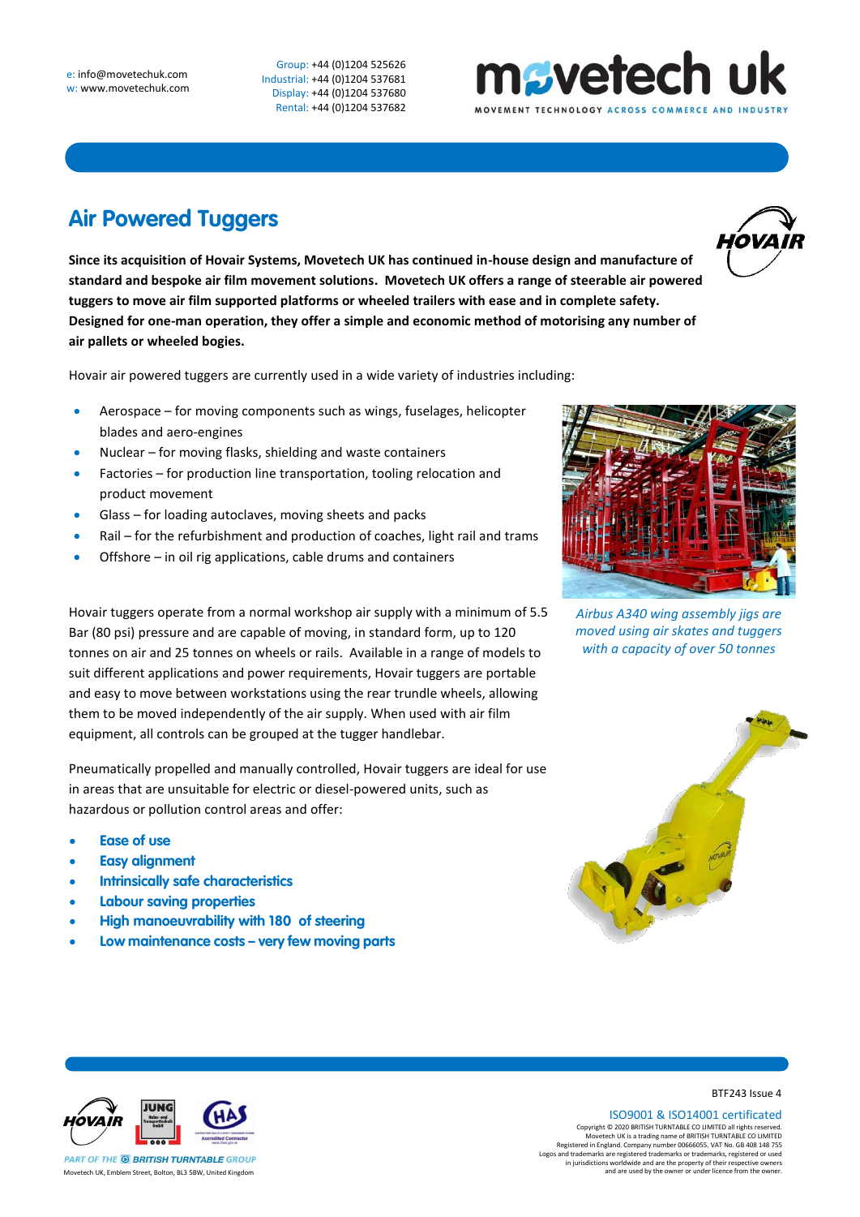e: info@movetechuk.com
w: www.movetechuk.com

Group: +44 (0)1204 525626
Industrial: +44 (0)1204 537681
Display: +44 (0)1204 537680
Rental: +44 (0)1204 537682

movetech uk
MOVEMENT TECHNOLOGY ACROSS COMMERCE AND INDUSTRY

# Air Powered Tuggers

**Since its acquisition of Hovair Systems, Movetech UK has continued in-house design and manufacture of standard and bespoke air film movement solutions. Movetech UK offers a range of steerable air powered tuggers to move air film supported platforms or wheeled trailers with ease and in complete safety. Designed for one-man operation, they offer a simple and economic method of motorising any number of air pallets or wheeled bogies.**

Hovair air powered tuggers are currently used in a wide variety of industries including:

- Aerospace – for moving components such as wings, fuselages, helicopter blades and aero-engines
- Nuclear – for moving flasks, shielding and waste containers
- Factories – for production line transportation, tooling relocation and product movement
- Glass – for loading autoclaves, moving sheets and packs
- Rail – for the refurbishment and production of coaches, light rail and trams
- Offshore – in oil rig applications, cable drums and containers

*Airbus A340 wing assembly jigs are moved using air skates and tuggers with a capacity of over 50 tonnes*

Hovair tuggers operate from a normal workshop air supply with a minimum of 5.5 Bar (80 psi) pressure and are capable of moving, in standard form, up to 120 tonnes on air and 25 tonnes on wheels or rails. Available in a range of models to suit different applications and power requirements, Hovair tuggers are portable and easy to move between workstations using the rear trundle wheels, allowing them to be moved independently of the air supply. When used with air film equipment, all controls can be grouped at the tugger handlebar.

Pneumatically propelled and manually controlled, Hovair tuggers are ideal for use in areas that are unsuitable for electric or diesel-powered units, such as hazardous or pollution control areas and offer:

- **Ease of use**
- **Easy alignment**
- **Intrinsically safe characteristics**
- **Labour saving properties**
- **High manoeuvrability with 180 of steering**
- **Low maintenance costs – very few moving parts**

BTF243 Issue 4

PART OF THE BRITISH TURNTABLE GROUP
Movetech UK, Emblem Street, Bolton, BL3 5BW, United Kingdom

ISO9001 & ISO14001 certificated

Copyright © 2020 BRITISH TURNTABLE CO LIMITED all rights reserved.
Movetech UK is a trading name of BRITISH TURNTABLE CO LIMITED
Registered in England. Company number 00666055. VAT No. GB 408 148 755
Logos and trademarks are registered trademarks or trademarks, registered or used in jurisdictions worldwide and are the property of their respective owners and are used by the owner or under licence from the owner.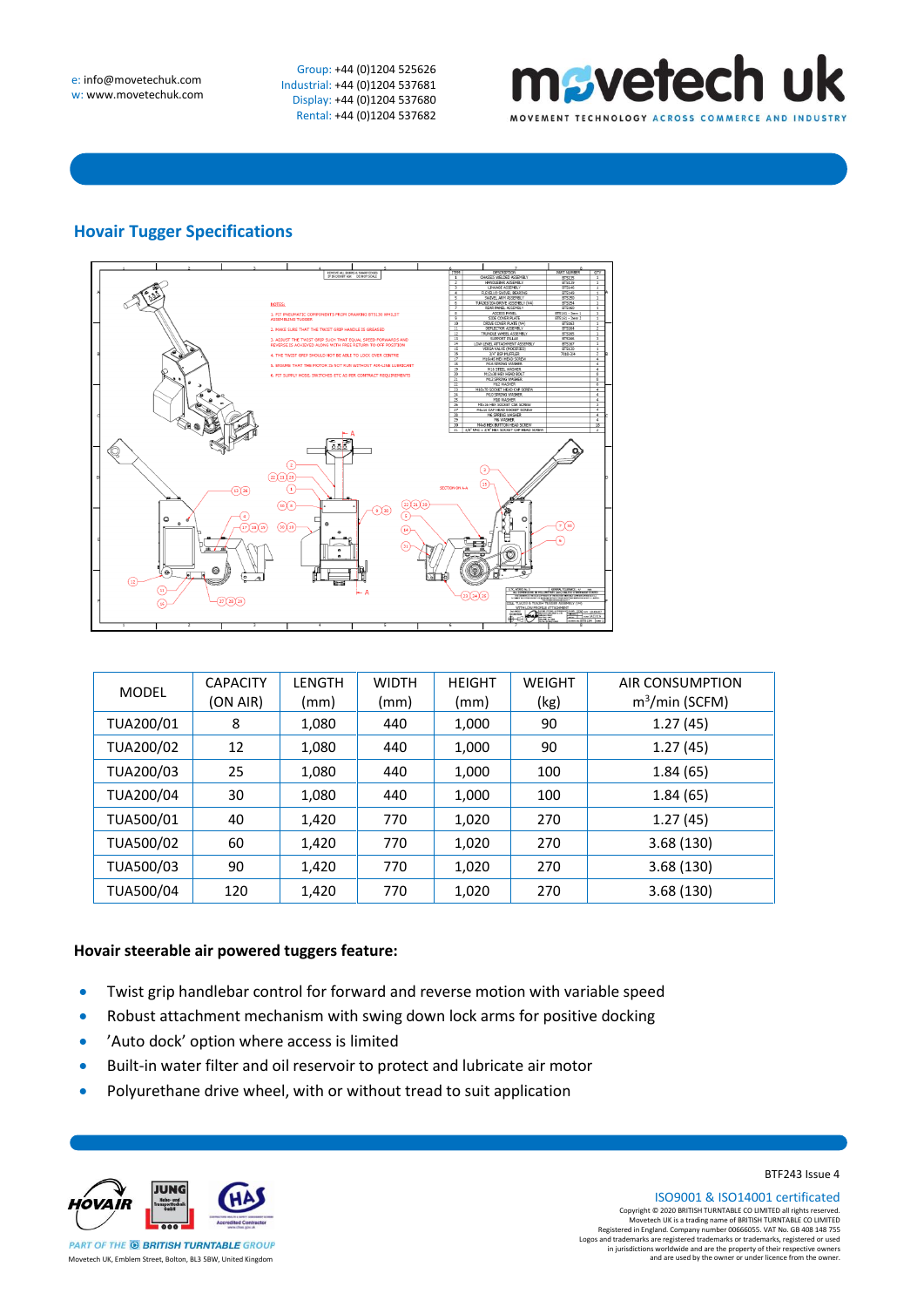e: info@movetechuk.com
w: www.movetechuk.com

Group: +44 (0)1204 525626
Industrial: +44 (0)1204 537681
Display: +44 (0)1204 537680
Rental: +44 (0)1204 537682

movetech uk
MOVEMENT TECHNOLOGY ACROSS COMMERCE AND INDUSTRY

## Hovair Tugger Specifications

| MODEL | CAPACITY (ON AIR) | LENGTH (mm) | WIDTH (mm) | HEIGHT (mm) | WEIGHT (kg) | AIR CONSUMPTION $m^3$/min (SCFM) |
|---|---|---|---|---|---|---|
| TUA200/01 | 8 | 1,080 | 440 | 1,000 | 90 | 1.27 (45) |
| TUA200/02 | 12 | 1,080 | 440 | 1,000 | 90 | 1.27 (45) |
| TUA200/03 | 25 | 1,080 | 440 | 1,000 | 100 | 1.84 (65) |
| TUA200/04 | 30 | 1,080 | 440 | 1,000 | 100 | 1.84 (65) |
| TUA500/01 | 40 | 1,420 | 770 | 1,020 | 270 | 1.27 (45) |
| TUA500/02 | 60 | 1,420 | 770 | 1,020 | 270 | 3.68 (130) |
| TUA500/03 | 90 | 1,420 | 770 | 1,020 | 270 | 3.68 (130) |
| TUA500/04 | 120 | 1,420 | 770 | 1,020 | 270 | 3.68 (130) |

**Hovair steerable air powered tuggers feature:**

- Twist grip handlebar control for forward and reverse motion with variable speed
- Robust attachment mechanism with swing down lock arms for positive docking
- 'Auto dock' option where access is limited
- Built-in water filter and oil reservoir to protect and lubricate air motor
- Polyurethane drive wheel, with or without tread to suit application

PART OF THE BRITISH TURNTABLE GROUP
Movetech UK, Emblem Street, Bolton, BL3 5BW, United Kingdom

BTF243 Issue 4

ISO9001 & ISO14001 certificated

Copyright © 2020 BRITISH TURNTABLE CO LIMITED all rights reserved.
Movetech UK is a trading name of BRITISH TURNTABLE CO LIMITED
Registered in England. Company number 00666055. VAT No. GB 408 148 755
Logos and trademarks are registered trademarks or trademarks, registered or used in jurisdictions worldwide and are the property of their respective owners and are used by the owner or under licence from the owner.